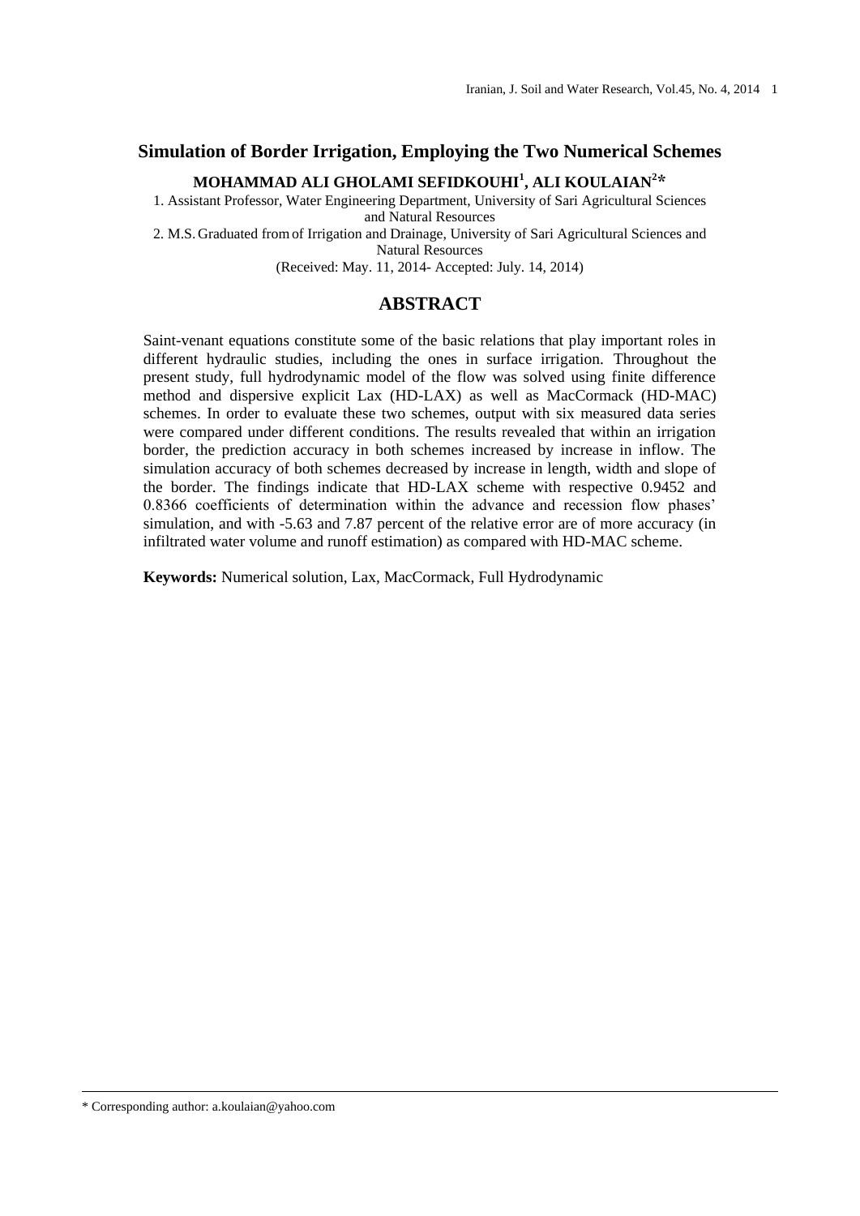# Simulation of Border Irrigation, Employing the Two Numerical Schemes

**MOHAMMAD ALI GHOLAMI SEFIDKOUHI[1], ALI KOULAIAN[2]***

1. Assistant Professor, Water Engineering Department, University of Sari Agricultural Sciences and Natural Resources
2. M.S. Graduated from of Irrigation and Drainage, University of Sari Agricultural Sciences and Natural Resources

(Received: May. 11, 2014- Accepted: July. 14, 2014)

## ABSTRACT

Saint-venant equations constitute some of the basic relations that play important roles in different hydraulic studies, including the ones in surface irrigation. Throughout the present study, full hydrodynamic model of the flow was solved using finite difference method and dispersive explicit Lax (HD-LAX) as well as MacCormack (HD-MAC) schemes. In order to evaluate these two schemes, output with six measured data series were compared under different conditions. The results revealed that within an irrigation border, the prediction accuracy in both schemes increased by increase in inflow. The simulation accuracy of both schemes decreased by increase in length, width and slope of the border. The findings indicate that HD-LAX scheme with respective 0.9452 and 0.8366 coefficients of determination within the advance and recession flow phases' simulation, and with -5.63 and 7.87 percent of the relative error are of more accuracy (in infiltrated water volume and runoff estimation) as compared with HD-MAC scheme.

**Keywords:** Numerical solution, Lax, MacCormack, Full Hydrodynamic

---

* Corresponding author: a.koulaian@yahoo.com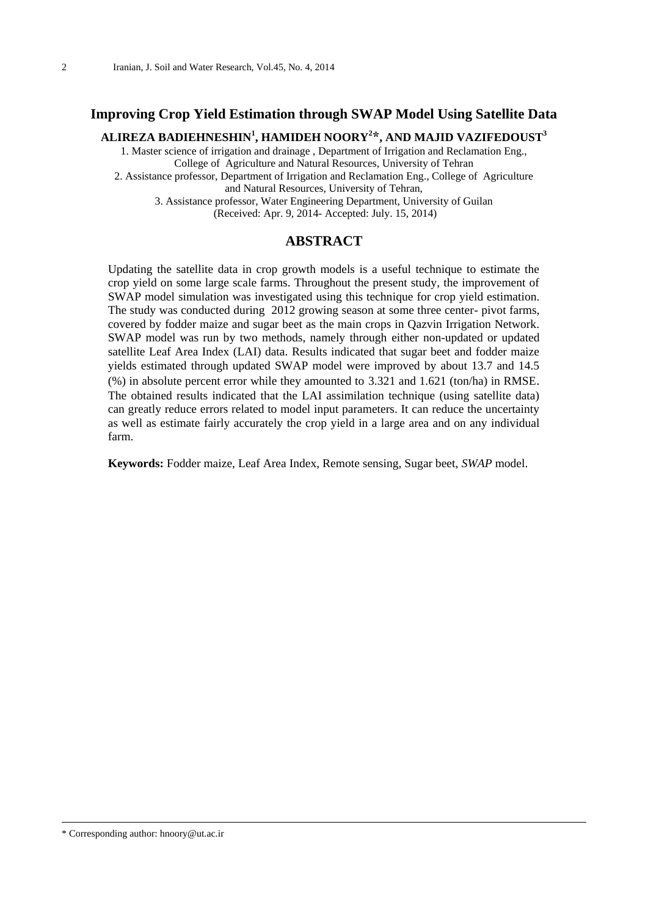# Improving Crop Yield Estimation through SWAP Model Using Satellite Data

**ALIREZA BADIEHNESHIN[1], HAMIDEH NOORY[2]*, AND MAJID VAZIFEDOUST[3]**

1. Master science of irrigation and drainage , Department of Irrigation and Reclamation Eng., College of Agriculture and Natural Resources, University of Tehran
2. Assistance professor, Department of Irrigation and Reclamation Eng., College of Agriculture and Natural Resources, University of Tehran,
3. Assistance professor, Water Engineering Department, University of Guilan

(Received: Apr. 9, 2014- Accepted: July. 15, 2014)

## ABSTRACT

Updating the satellite data in crop growth models is a useful technique to estimate the crop yield on some large scale farms. Throughout the present study, the improvement of SWAP model simulation was investigated using this technique for crop yield estimation. The study was conducted during 2012 growing season at some three center- pivot farms, covered by fodder maize and sugar beet as the main crops in Qazvin Irrigation Network. SWAP model was run by two methods, namely through either non-updated or updated satellite Leaf Area Index (LAI) data. Results indicated that sugar beet and fodder maize yields estimated through updated SWAP model were improved by about 13.7 and 14.5 (%) in absolute percent error while they amounted to 3.321 and 1.621 (ton/ha) in RMSE. The obtained results indicated that the LAI assimilation technique (using satellite data) can greatly reduce errors related to model input parameters. It can reduce the uncertainty as well as estimate fairly accurately the crop yield in a large area and on any individual farm.

**Keywords:** Fodder maize, Leaf Area Index, Remote sensing, Sugar beet, *SWAP* model.

* Corresponding author: hnoory@ut.ac.ir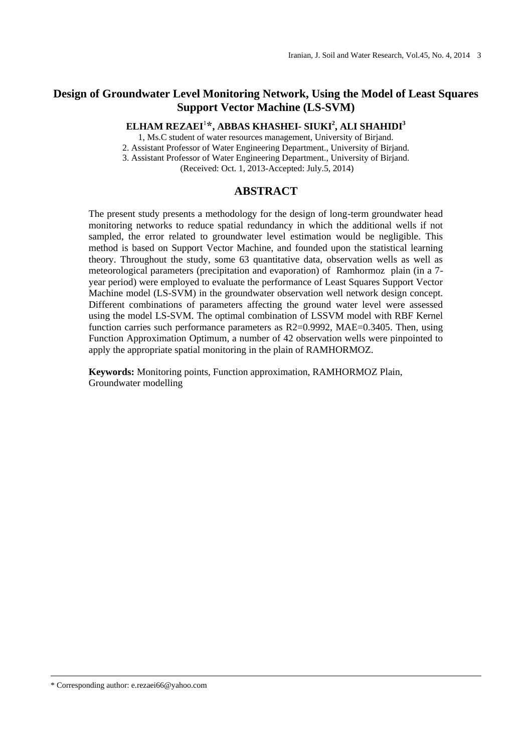# Design of Groundwater Level Monitoring Network, Using the Model of Least Squares Support Vector Machine (LS-SVM)

**ELHAM REZAEI[1]*, ABBAS KHASHEI- SIUKI[2], ALI SHAHIDI[3]**

1, Ms.C student of water resources management, University of Birjand.
2. Assistant Professor of Water Engineering Department., University of Birjand.
3. Assistant Professor of Water Engineering Department., University of Birjand.
(Received: Oct. 1, 2013-Accepted: July.5, 2014)

## ABSTRACT

The present study presents a methodology for the design of long-term groundwater head monitoring networks to reduce spatial redundancy in which the additional wells if not sampled, the error related to groundwater level estimation would be negligible. This method is based on Support Vector Machine, and founded upon the statistical learning theory. Throughout the study, some 63 quantitative data, observation wells as well as meteorological parameters (precipitation and evaporation) of Ramhormoz plain (in a 7-year period) were employed to evaluate the performance of Least Squares Support Vector Machine model (LS-SVM) in the groundwater observation well network design concept. Different combinations of parameters affecting the ground water level were assessed using the model LS-SVM. The optimal combination of LSSVM model with RBF Kernel function carries such performance parameters as R2=0.9992, MAE=0.3405. Then, using Function Approximation Optimum, a number of 42 observation wells were pinpointed to apply the appropriate spatial monitoring in the plain of RAMHORMOZ.

**Keywords:** Monitoring points, Function approximation, RAMHORMOZ Plain, Groundwater modelling

* Corresponding author: e.rezaei66@yahoo.com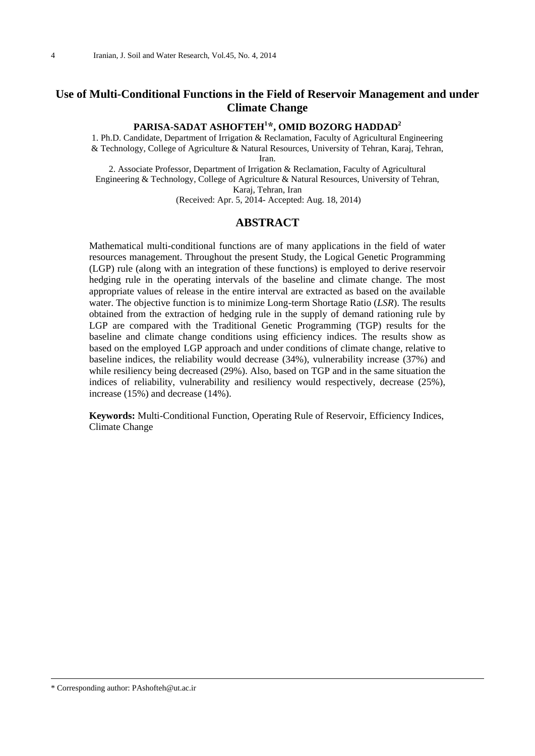# Use of Multi-Conditional Functions in the Field of Reservoir Management and under Climate Change

**PARISA-SADAT ASHOFTEH[1]*, OMID BOZORG HADDAD[2]**

1. Ph.D. Candidate, Department of Irrigation & Reclamation, Faculty of Agricultural Engineering & Technology, College of Agriculture & Natural Resources, University of Tehran, Karaj, Tehran, Iran.

2. Associate Professor, Department of Irrigation & Reclamation, Faculty of Agricultural Engineering & Technology, College of Agriculture & Natural Resources, University of Tehran, Karaj, Tehran, Iran

(Received: Apr. 5, 2014- Accepted: Aug. 18, 2014)

## ABSTRACT

Mathematical multi-conditional functions are of many applications in the field of water resources management. Throughout the present Study, the Logical Genetic Programming (LGP) rule (along with an integration of these functions) is employed to derive reservoir hedging rule in the operating intervals of the baseline and climate change. The most appropriate values of release in the entire interval are extracted as based on the available water. The objective function is to minimize Long-term Shortage Ratio (*LSR*). The results obtained from the extraction of hedging rule in the supply of demand rationing rule by LGP are compared with the Traditional Genetic Programming (TGP) results for the baseline and climate change conditions using efficiency indices. The results show as based on the employed LGP approach and under conditions of climate change, relative to baseline indices, the reliability would decrease (34%), vulnerability increase (37%) and while resiliency being decreased (29%). Also, based on TGP and in the same situation the indices of reliability, vulnerability and resiliency would respectively, decrease (25%), increase (15%) and decrease (14%).

**Keywords:** Multi-Conditional Function, Operating Rule of Reservoir, Efficiency Indices, Climate Change

\* Corresponding author: PAshofteh@ut.ac.ir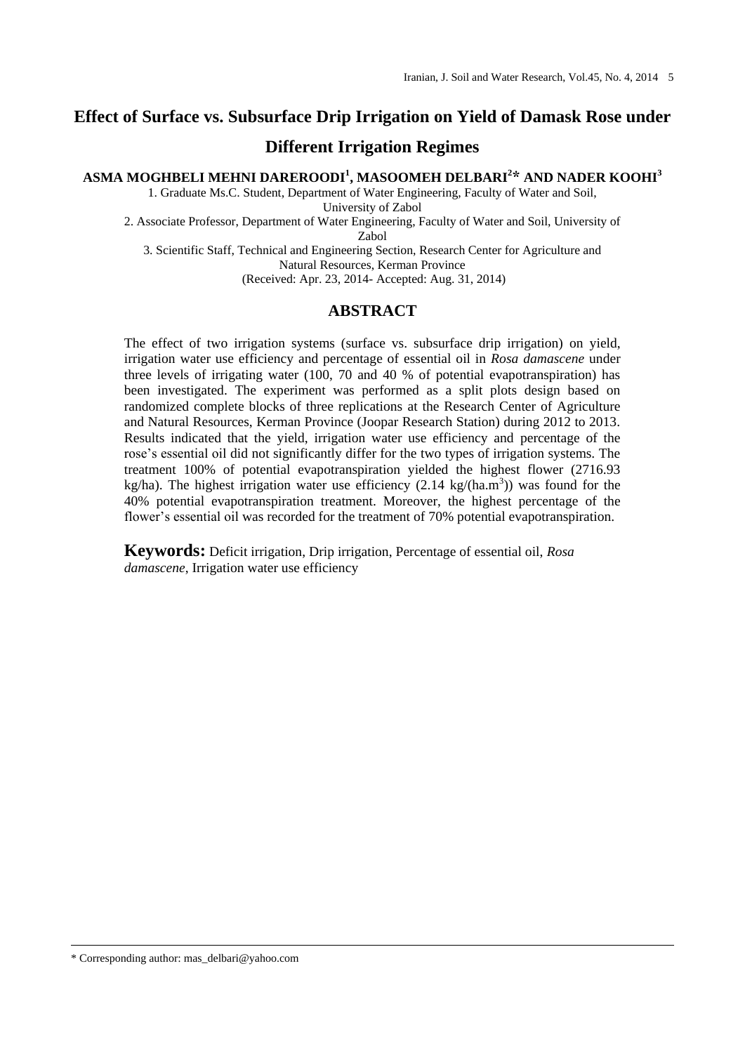# Effect of Surface vs. Subsurface Drip Irrigation on Yield of Damask Rose under Different Irrigation Regimes

**ASMA MOGHBELI MEHNI DAREROODI[1], MASOOMEH DELBARI[2]* AND NADER KOOHI[3]**

1. Graduate Ms.C. Student, Department of Water Engineering, Faculty of Water and Soil, University of Zabol
2. Associate Professor, Department of Water Engineering, Faculty of Water and Soil, University of Zabol
3. Scientific Staff, Technical and Engineering Section, Research Center for Agriculture and Natural Resources, Kerman Province

(Received: Apr. 23, 2014- Accepted: Aug. 31, 2014)

## ABSTRACT

The effect of two irrigation systems (surface vs. subsurface drip irrigation) on yield, irrigation water use efficiency and percentage of essential oil in *Rosa damascene* under three levels of irrigating water (100, 70 and 40 % of potential evapotranspiration) has been investigated. The experiment was performed as a split plots design based on randomized complete blocks of three replications at the Research Center of Agriculture and Natural Resources, Kerman Province (Joopar Research Station) during 2012 to 2013. Results indicated that the yield, irrigation water use efficiency and percentage of the rose's essential oil did not significantly differ for the two types of irrigation systems. The treatment 100% of potential evapotranspiration yielded the highest flower (2716.93 kg/ha). The highest irrigation water use efficiency (2.14 kg/(ha.$m^3$)) was found for the 40% potential evapotranspiration treatment. Moreover, the highest percentage of the flower's essential oil was recorded for the treatment of 70% potential evapotranspiration.

**Keywords:** Deficit irrigation, Drip irrigation, Percentage of essential oil, *Rosa damascene*, Irrigation water use efficiency

* Corresponding author: mas_delbari@yahoo.com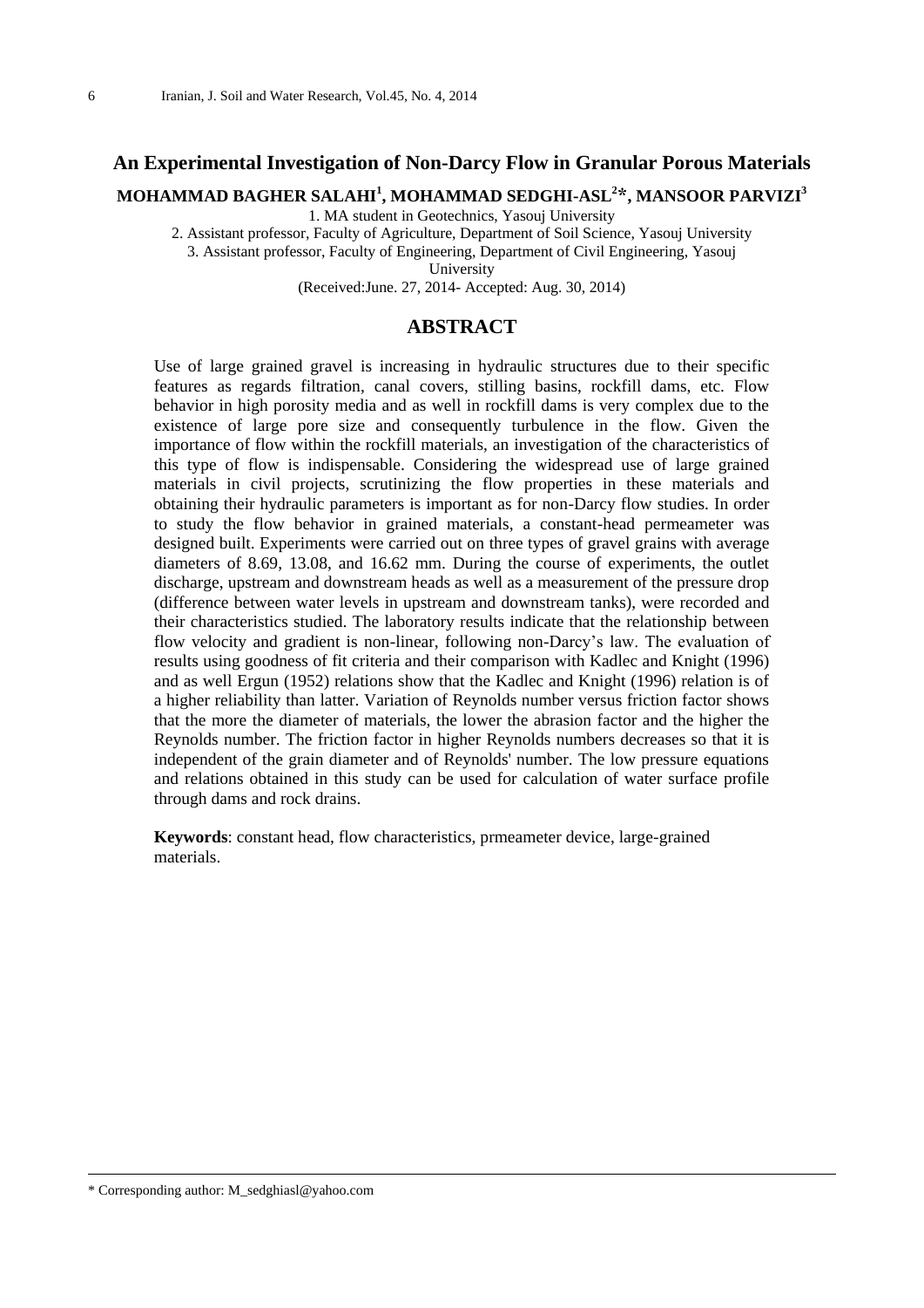# An Experimental Investigation of Non-Darcy Flow in Granular Porous Materials

**MOHAMMAD BAGHER SALAHI[1], MOHAMMAD SEDGHI-ASL[2]*, MANSOOR PARVIZI[3]**

1. MA student in Geotechnics, Yasouj University
2. Assistant professor, Faculty of Agriculture, Department of Soil Science, Yasouj University
3. Assistant professor, Faculty of Engineering, Department of Civil Engineering, Yasouj University

(Received:June. 27, 2014- Accepted: Aug. 30, 2014)

## ABSTRACT

Use of large grained gravel is increasing in hydraulic structures due to their specific features as regards filtration, canal covers, stilling basins, rockfill dams, etc. Flow behavior in high porosity media and as well in rockfill dams is very complex due to the existence of large pore size and consequently turbulence in the flow. Given the importance of flow within the rockfill materials, an investigation of the characteristics of this type of flow is indispensable. Considering the widespread use of large grained materials in civil projects, scrutinizing the flow properties in these materials and obtaining their hydraulic parameters is important as for non-Darcy flow studies. In order to study the flow behavior in grained materials, a constant-head permeameter was designed built. Experiments were carried out on three types of gravel grains with average diameters of 8.69, 13.08, and 16.62 mm. During the course of experiments, the outlet discharge, upstream and downstream heads as well as a measurement of the pressure drop (difference between water levels in upstream and downstream tanks), were recorded and their characteristics studied. The laboratory results indicate that the relationship between flow velocity and gradient is non-linear, following non-Darcy's law. The evaluation of results using goodness of fit criteria and their comparison with Kadlec and Knight (1996) and as well Ergun (1952) relations show that the Kadlec and Knight (1996) relation is of a higher reliability than latter. Variation of Reynolds number versus friction factor shows that the more the diameter of materials, the lower the abrasion factor and the higher the Reynolds number. The friction factor in higher Reynolds numbers decreases so that it is independent of the grain diameter and of Reynolds' number. The low pressure equations and relations obtained in this study can be used for calculation of water surface profile through dams and rock drains.

**Keywords**: constant head, flow characteristics, prmeameter device, large-grained materials.

* Corresponding author: M_sedghiasl@yahoo.com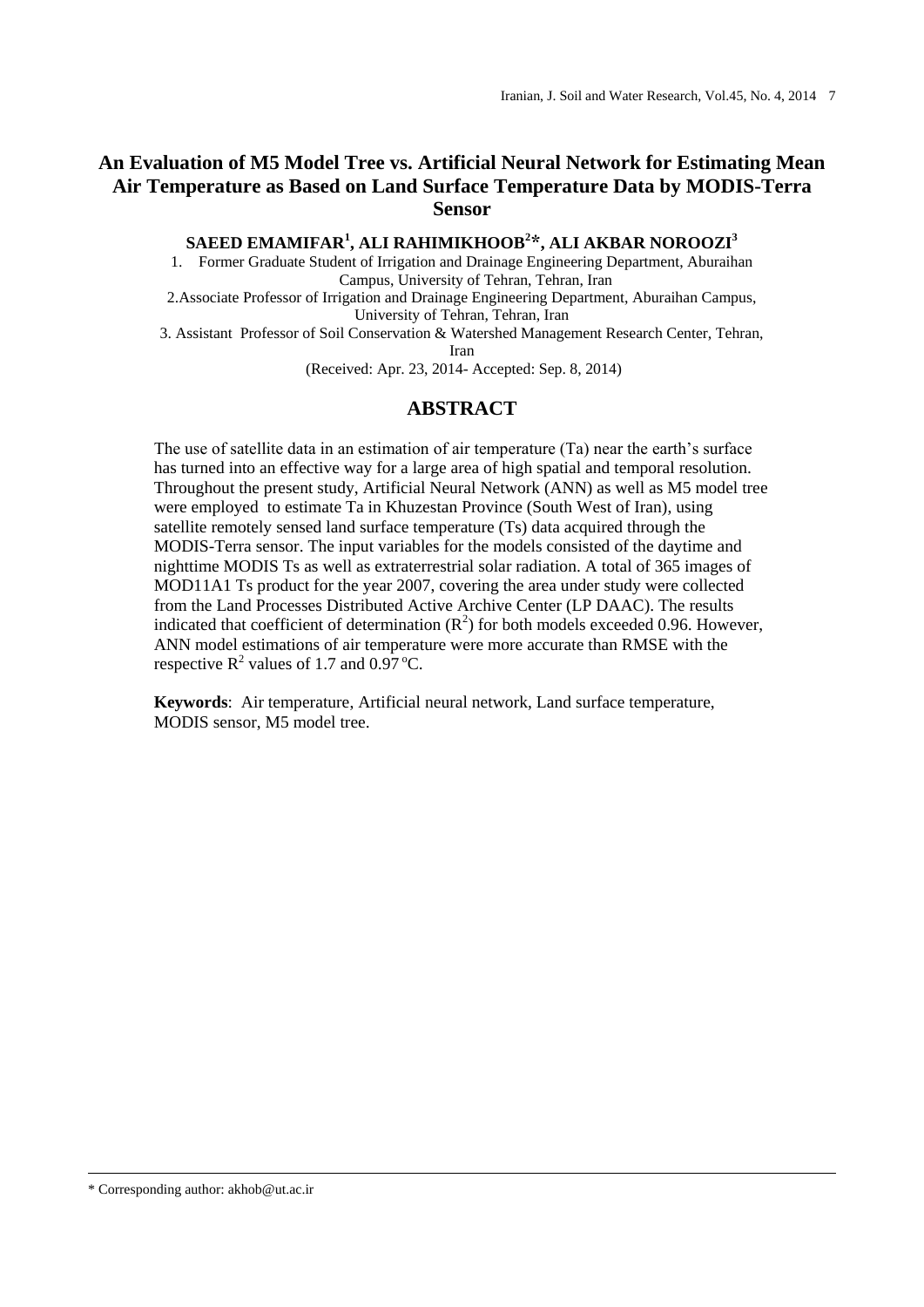# An Evaluation of M5 Model Tree vs. Artificial Neural Network for Estimating Mean Air Temperature as Based on Land Surface Temperature Data by MODIS-Terra Sensor

**SAEED EMAMIFAR[1], ALI RAHIMIKHOOB[2]*, ALI AKBAR NOROOZI[3]**

1. Former Graduate Student of Irrigation and Drainage Engineering Department, Aburaihan Campus, University of Tehran, Tehran, Iran
2. Associate Professor of Irrigation and Drainage Engineering Department, Aburaihan Campus, University of Tehran, Tehran, Iran
3. Assistant Professor of Soil Conservation & Watershed Management Research Center, Tehran, Iran

(Received: Apr. 23, 2014- Accepted: Sep. 8, 2014)

## ABSTRACT

The use of satellite data in an estimation of air temperature (Ta) near the earth's surface has turned into an effective way for a large area of high spatial and temporal resolution. Throughout the present study, Artificial Neural Network (ANN) as well as M5 model tree were employed to estimate Ta in Khuzestan Province (South West of Iran), using satellite remotely sensed land surface temperature (Ts) data acquired through the MODIS-Terra sensor. The input variables for the models consisted of the daytime and nighttime MODIS Ts as well as extraterrestrial solar radiation. A total of 365 images of MOD11A1 Ts product for the year 2007, covering the area under study were collected from the Land Processes Distributed Active Archive Center (LP DAAC). The results indicated that coefficient of determination ($R^2$) for both models exceeded 0.96. However, ANN model estimations of air temperature were more accurate than RMSE with the respective $R^2$ values of 1.7 and 0.97 ºC.

**Keywords**: Air temperature, Artificial neural network, Land surface temperature, MODIS sensor, M5 model tree.

---

\* Corresponding author: akhob@ut.ac.ir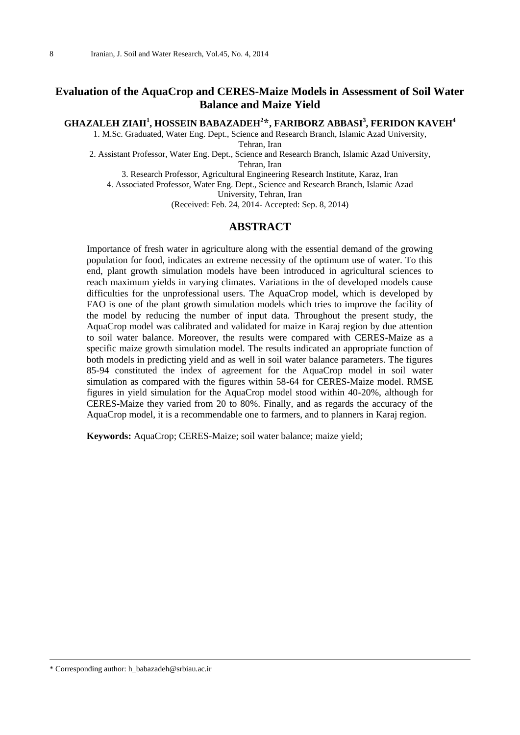# Evaluation of the AquaCrop and CERES-Maize Models in Assessment of Soil Water Balance and Maize Yield

**GHAZALEH ZIAII[1], HOSSEIN BABAZADEH[2]*, FARIBORZ ABBASI[3], FERIDON KAVEH[4]**

1. M.Sc. Graduated, Water Eng. Dept., Science and Research Branch, Islamic Azad University, Tehran, Iran
2. Assistant Professor, Water Eng. Dept., Science and Research Branch, Islamic Azad University, Tehran, Iran
3. Research Professor, Agricultural Engineering Research Institute, Karaz, Iran
4. Associated Professor, Water Eng. Dept., Science and Research Branch, Islamic Azad University, Tehran, Iran

(Received: Feb. 24, 2014- Accepted: Sep. 8, 2014)

## ABSTRACT

Importance of fresh water in agriculture along with the essential demand of the growing population for food, indicates an extreme necessity of the optimum use of water. To this end, plant growth simulation models have been introduced in agricultural sciences to reach maximum yields in varying climates. Variations in the of developed models cause difficulties for the unprofessional users. The AquaCrop model, which is developed by FAO is one of the plant growth simulation models which tries to improve the facility of the model by reducing the number of input data. Throughout the present study, the AquaCrop model was calibrated and validated for maize in Karaj region by due attention to soil water balance. Moreover, the results were compared with CERES-Maize as a specific maize growth simulation model. The results indicated an appropriate function of both models in predicting yield and as well in soil water balance parameters. The figures 85-94 constituted the index of agreement for the AquaCrop model in soil water simulation as compared with the figures within 58-64 for CERES-Maize model. RMSE figures in yield simulation for the AquaCrop model stood within 40-20%, although for CERES-Maize they varied from 20 to 80%. Finally, and as regards the accuracy of the AquaCrop model, it is a recommendable one to farmers, and to planners in Karaj region.

**Keywords:** AquaCrop; CERES-Maize; soil water balance; maize yield;

* Corresponding author: h_babazadeh@srbiau.ac.ir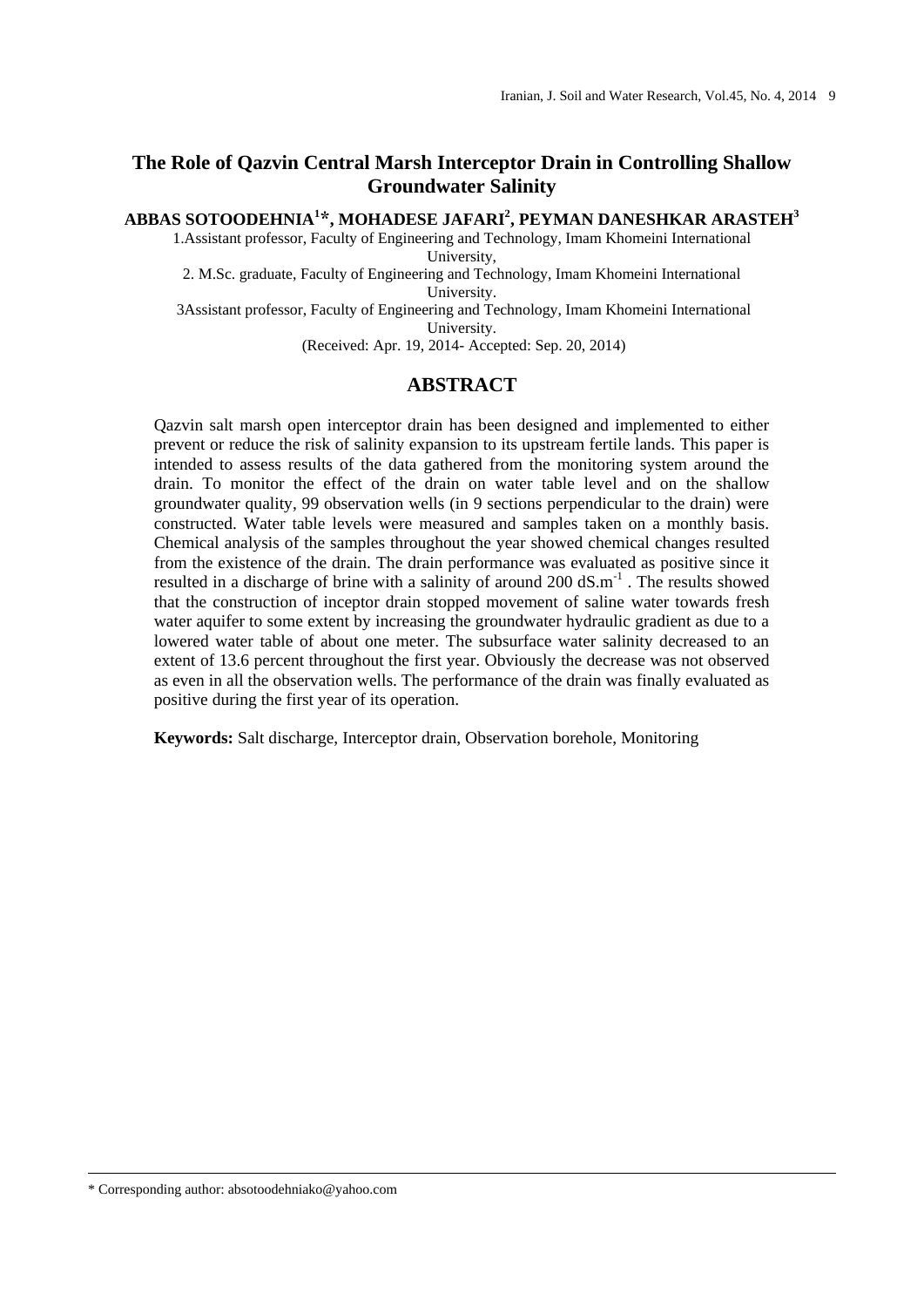# The Role of Qazvin Central Marsh Interceptor Drain in Controlling Shallow Groundwater Salinity

**ABBAS SOTOODEHNIA[1]*, MOHADESE JAFARI[2], PEYMAN DANESHKAR ARASTEH[3]**

1.Assistant professor, Faculty of Engineering and Technology, Imam Khomeini International University,

2. M.Sc. graduate, Faculty of Engineering and Technology, Imam Khomeini International University.

3Assistant professor, Faculty of Engineering and Technology, Imam Khomeini International University.

(Received: Apr. 19, 2014- Accepted: Sep. 20, 2014)

## ABSTRACT

Qazvin salt marsh open interceptor drain has been designed and implemented to either prevent or reduce the risk of salinity expansion to its upstream fertile lands. This paper is intended to assess results of the data gathered from the monitoring system around the drain. To monitor the effect of the drain on water table level and on the shallow groundwater quality, 99 observation wells (in 9 sections perpendicular to the drain) were constructed. Water table levels were measured and samples taken on a monthly basis. Chemical analysis of the samples throughout the year showed chemical changes resulted from the existence of the drain. The drain performance was evaluated as positive since it resulted in a discharge of brine with a salinity of around 200 $dS.m^{-1}$ . The results showed that the construction of inceptor drain stopped movement of saline water towards fresh water aquifer to some extent by increasing the groundwater hydraulic gradient as due to a lowered water table of about one meter. The subsurface water salinity decreased to an extent of 13.6 percent throughout the first year. Obviously the decrease was not observed as even in all the observation wells. The performance of the drain was finally evaluated as positive during the first year of its operation.

**Keywords:** Salt discharge, Interceptor drain, Observation borehole, Monitoring

\* Corresponding author: absotoodehniako@yahoo.com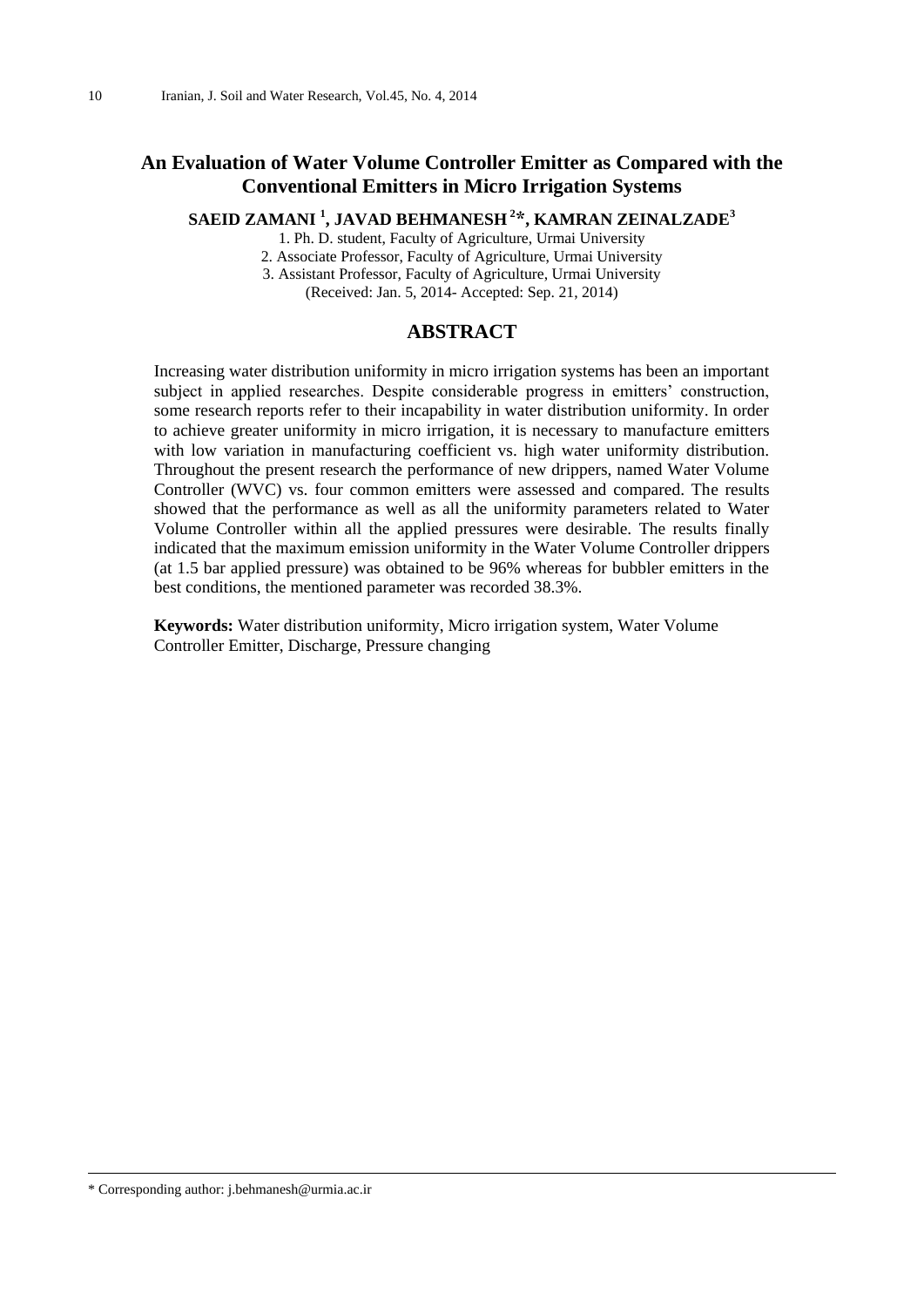# An Evaluation of Water Volume Controller Emitter as Compared with the Conventional Emitters in Micro Irrigation Systems

**SAEID ZAMANI [1], JAVAD BEHMANESH [2]*, KAMRAN ZEINALZADE[3]**

1. Ph. D. student, Faculty of Agriculture, Urmai University
2. Associate Professor, Faculty of Agriculture, Urmai University
3. Assistant Professor, Faculty of Agriculture, Urmai University

(Received: Jan. 5, 2014- Accepted: Sep. 21, 2014)

## ABSTRACT

Increasing water distribution uniformity in micro irrigation systems has been an important subject in applied researches. Despite considerable progress in emitters' construction, some research reports refer to their incapability in water distribution uniformity. In order to achieve greater uniformity in micro irrigation, it is necessary to manufacture emitters with low variation in manufacturing coefficient vs. high water uniformity distribution. Throughout the present research the performance of new drippers, named Water Volume Controller (WVC) vs. four common emitters were assessed and compared. The results showed that the performance as well as all the uniformity parameters related to Water Volume Controller within all the applied pressures were desirable. The results finally indicated that the maximum emission uniformity in the Water Volume Controller drippers (at 1.5 bar applied pressure) was obtained to be 96% whereas for bubbler emitters in the best conditions, the mentioned parameter was recorded 38.3%.

**Keywords:** Water distribution uniformity, Micro irrigation system, Water Volume Controller Emitter, Discharge, Pressure changing

* Corresponding author: j.behmanesh@urmia.ac.ir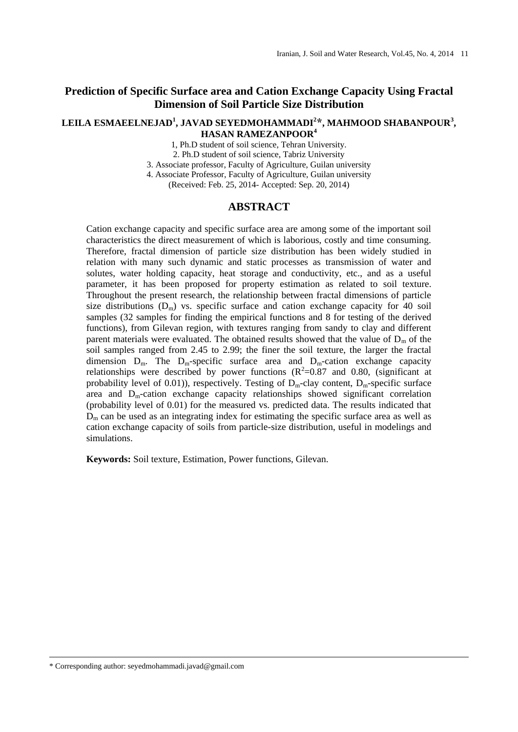# Prediction of Specific Surface area and Cation Exchange Capacity Using Fractal Dimension of Soil Particle Size Distribution

**LEILA ESMAEELNEJAD[1], JAVAD SEYEDMOHAMMADI[2]*, MAHMOOD SHABANPOUR[3], HASAN RAMEZANPOOR[4]**

1, Ph.D student of soil science, Tehran University.
2. Ph.D student of soil science, Tabriz University
3. Associate professor, Faculty of Agriculture, Guilan university
4. Associate Professor, Faculty of Agriculture, Guilan university
(Received: Feb. 25, 2014- Accepted: Sep. 20, 2014)

## ABSTRACT

Cation exchange capacity and specific surface area are among some of the important soil characteristics the direct measurement of which is laborious, costly and time consuming. Therefore, fractal dimension of particle size distribution has been widely studied in relation with many such dynamic and static processes as transmission of water and solutes, water holding capacity, heat storage and conductivity, etc., and as a useful parameter, it has been proposed for property estimation as related to soil texture. Throughout the present research, the relationship between fractal dimensions of particle size distributions ($D_m$) vs. specific surface and cation exchange capacity for 40 soil samples (32 samples for finding the empirical functions and 8 for testing of the derived functions), from Gilevan region, with textures ranging from sandy to clay and different parent materials were evaluated. The obtained results showed that the value of $D_m$ of the soil samples ranged from 2.45 to 2.99; the finer the soil texture, the larger the fractal dimension $D_m$. The $D_m$-specific surface area and $D_m$-cation exchange capacity relationships were described by power functions ($R^2$=0.87 and 0.80, (significant at probability level of 0.01)), respectively. Testing of $D_m$-clay content, $D_m$-specific surface area and $D_m$-cation exchange capacity relationships showed significant correlation (probability level of 0.01) for the measured vs. predicted data. The results indicated that $D_m$ can be used as an integrating index for estimating the specific surface area as well as cation exchange capacity of soils from particle-size distribution, useful in modelings and simulations.

**Keywords:** Soil texture, Estimation, Power functions, Gilevan.

---

* Corresponding author: seyedmohammadi.javad@gmail.com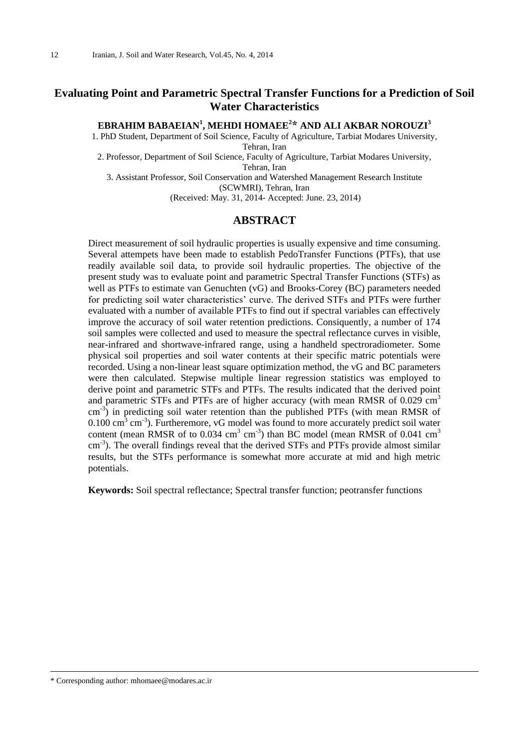# Evaluating Point and Parametric Spectral Transfer Functions for a Prediction of Soil Water Characteristics

**EBRAHIM BABAEIAN[1], MEHDI HOMAEE[2]* AND ALI AKBAR NOROUZI[3]**

1. PhD Student, Department of Soil Science, Faculty of Agriculture, Tarbiat Modares University, Tehran, Iran
2. Professor, Department of Soil Science, Faculty of Agriculture, Tarbiat Modares University, Tehran, Iran
3. Assistant Professor, Soil Conservation and Watershed Management Research Institute (SCWMRI), Tehran, Iran

(Received: May. 31, 2014- Accepted: June. 23, 2014)

## ABSTRACT

Direct measurement of soil hydraulic properties is usually expensive and time consuming. Several attempets have been made to establish PedoTransfer Functions (PTFs), that use readily available soil data, to provide soil hydraulic properties. The objective of the present study was to evaluate point and parametric Spectral Transfer Functions (STFs) as well as PTFs to estimate van Genuchten (vG) and Brooks-Corey (BC) parameters needed for predicting soil water characteristics' curve. The derived STFs and PTFs were further evaluated with a number of available PTFs to find out if spectral variables can effectively improve the accuracy of soil water retention predictions. Consiquently, a number of 174 soil samples were collected and used to measure the spectral reflectance curves in visible, near-infrared and shortwave-infrared range, using a handheld spectroradiometer. Some physical soil properties and soil water contents at their specific matric potentials were recorded. Using a non-linear least square optimization method, the vG and BC parameters were then calculated. Stepwise multiple linear regression statistics was employed to derive point and parametric STFs and PTFs. The results indicated that the derived point and parametric STFs and PTFs are of higher accuracy (with mean RMSR of 0.029 $cm^3$ $cm^{-3}$) in predicting soil water retention than the published PTFs (with mean RMSR of 0.100 $cm^3$ $cm^{-3}$). Furtheremore, vG model was found to more accurately predict soil water content (mean RMSR of to 0.034 $cm^3$ $cm^{-3}$) than BC model (mean RMSR of 0.041 $cm^3$ $cm^{-3}$). The overall findings reveal that the derived STFs and PTFs provide almost similar results, but the STFs performance is somewhat more accurate at mid and high metric potentials.

**Keywords:** Soil spectral reflectance; Spectral transfer function; peotransfer functions

---

\* Corresponding author: mhomaee@modares.ac.ir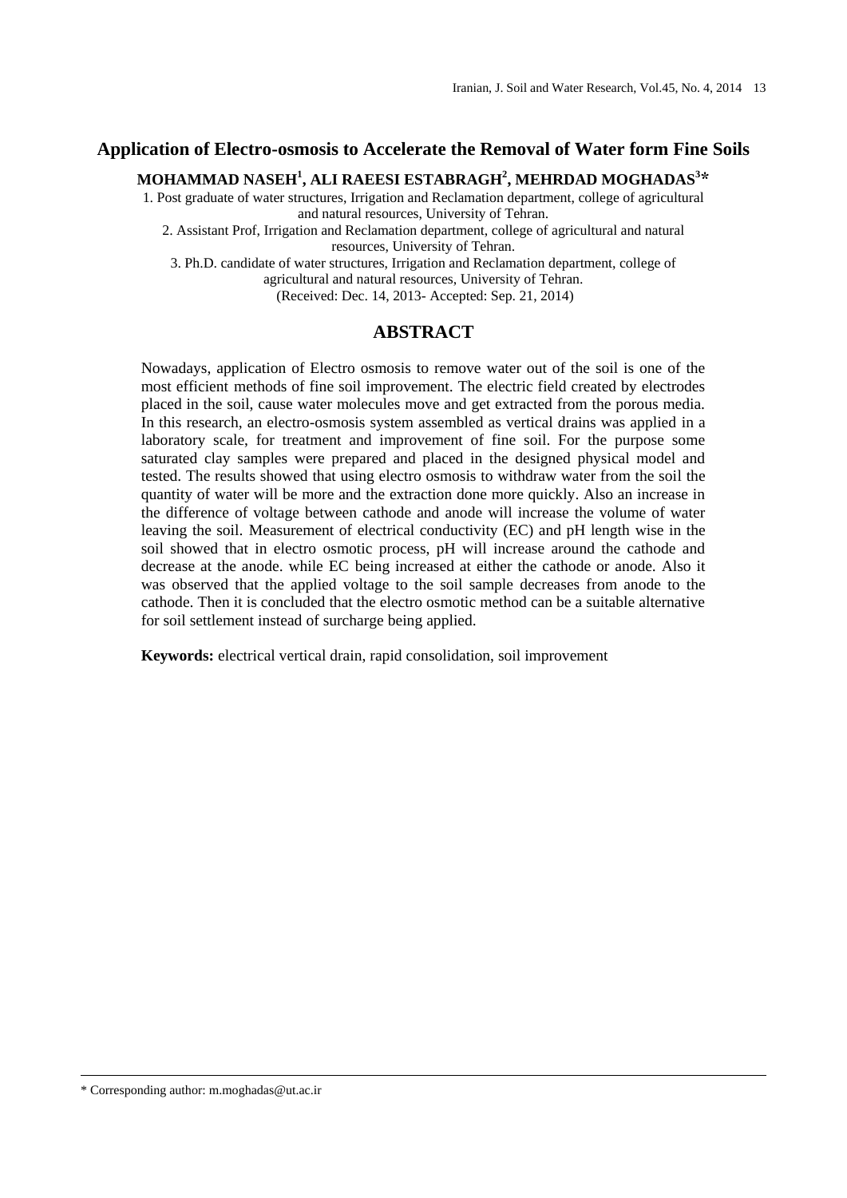# Application of Electro-osmosis to Accelerate the Removal of Water form Fine Soils

**MOHAMMAD NASEH[1], ALI RAEESI ESTABRAGH[2], MEHRDAD MOGHADAS[3]\***

1. Post graduate of water structures, Irrigation and Reclamation department, college of agricultural and natural resources, University of Tehran.
2. Assistant Prof, Irrigation and Reclamation department, college of agricultural and natural resources, University of Tehran.
3. Ph.D. candidate of water structures, Irrigation and Reclamation department, college of agricultural and natural resources, University of Tehran.

(Received: Dec. 14, 2013- Accepted: Sep. 21, 2014)

## ABSTRACT

Nowadays, application of Electro osmosis to remove water out of the soil is one of the most efficient methods of fine soil improvement. The electric field created by electrodes placed in the soil, cause water molecules move and get extracted from the porous media. In this research, an electro-osmosis system assembled as vertical drains was applied in a laboratory scale, for treatment and improvement of fine soil. For the purpose some saturated clay samples were prepared and placed in the designed physical model and tested. The results showed that using electro osmosis to withdraw water from the soil the quantity of water will be more and the extraction done more quickly. Also an increase in the difference of voltage between cathode and anode will increase the volume of water leaving the soil. Measurement of electrical conductivity (EC) and pH length wise in the soil showed that in electro osmotic process, pH will increase around the cathode and decrease at the anode. while EC being increased at either the cathode or anode. Also it was observed that the applied voltage to the soil sample decreases from anode to the cathode. Then it is concluded that the electro osmotic method can be a suitable alternative for soil settlement instead of surcharge being applied.

**Keywords:** electrical vertical drain, rapid consolidation, soil improvement

---

\* Corresponding author: m.moghadas@ut.ac.ir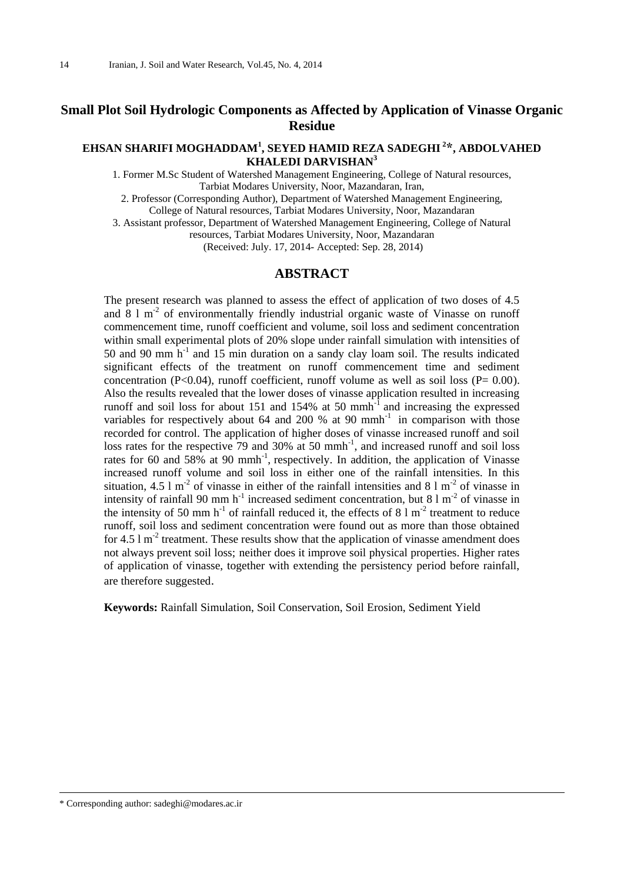# Small Plot Soil Hydrologic Components as Affected by Application of Vinasse Organic Residue

**EHSAN SHARIFI MOGHADDAM[1], SEYED HAMID REZA SADEGHI [2]*, ABDOLVAHED KHALEDI DARVISHAN[3]**

1. Former M.Sc Student of Watershed Management Engineering, College of Natural resources, Tarbiat Modares University, Noor, Mazandaran, Iran,
2. Professor (Corresponding Author), Department of Watershed Management Engineering, College of Natural resources, Tarbiat Modares University, Noor, Mazandaran
3. Assistant professor, Department of Watershed Management Engineering, College of Natural resources, Tarbiat Modares University, Noor, Mazandaran

(Received: July. 17, 2014- Accepted: Sep. 28, 2014)

## ABSTRACT

The present research was planned to assess the effect of application of two doses of 4.5 and 8 l $m^{-2}$ of environmentally friendly industrial organic waste of Vinasse on runoff commencement time, runoff coefficient and volume, soil loss and sediment concentration within small experimental plots of 20% slope under rainfall simulation with intensities of 50 and 90 mm $h^{-1}$ and 15 min duration on a sandy clay loam soil. The results indicated significant effects of the treatment on runoff commencement time and sediment concentration ($P<0.04$), runoff coefficient, runoff volume as well as soil loss ($P= 0.00$). Also the results revealed that the lower doses of vinasse application resulted in increasing runoff and soil loss for about 151 and 154% at 50 $mmh^{-1}$ and increasing the expressed variables for respectively about 64 and 200 % at 90 $mmh^{-1}$ in comparison with those recorded for control. The application of higher doses of vinasse increased runoff and soil loss rates for the respective 79 and 30% at 50 $mmh^{-1}$, and increased runoff and soil loss rates for 60 and 58% at 90 $mmh^{-1}$, respectively. In addition, the application of Vinasse increased runoff volume and soil loss in either one of the rainfall intensities. In this situation, 4.5 l $m^{-2}$ of vinasse in either of the rainfall intensities and 8 l $m^{-2}$ of vinasse in intensity of rainfall 90 mm $h^{-1}$ increased sediment concentration, but 8 l $m^{-2}$ of vinasse in the intensity of 50 mm $h^{-1}$ of rainfall reduced it, the effects of 8 l $m^{-2}$ treatment to reduce runoff, soil loss and sediment concentration were found out as more than those obtained for 4.5 l $m^{-2}$ treatment. These results show that the application of vinasse amendment does not always prevent soil loss; neither does it improve soil physical properties. Higher rates of application of vinasse, together with extending the persistency period before rainfall, are therefore suggested.

**Keywords:** Rainfall Simulation, Soil Conservation, Soil Erosion, Sediment Yield

---

* Corresponding author: sadeghi@modares.ac.ir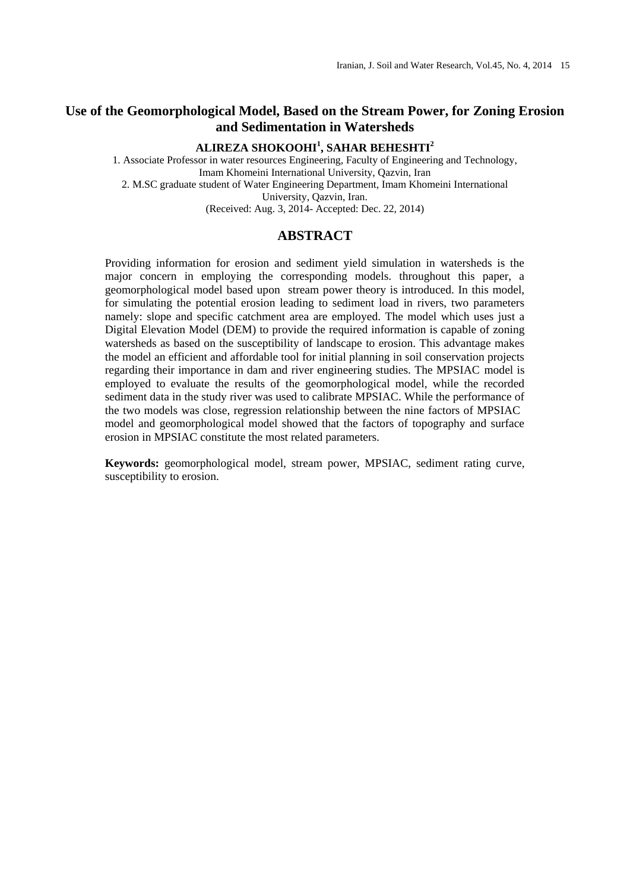# Use of the Geomorphological Model, Based on the Stream Power, for Zoning Erosion and Sedimentation in Watersheds

**ALIREZA SHOKOOHI[1], SAHAR BEHESHTI[2]**

1. Associate Professor in water resources Engineering, Faculty of Engineering and Technology, Imam Khomeini International University, Qazvin, Iran
2. M.SC graduate student of Water Engineering Department, Imam Khomeini International University, Qazvin, Iran.

(Received: Aug. 3, 2014- Accepted: Dec. 22, 2014)

## ABSTRACT

Providing information for erosion and sediment yield simulation in watersheds is the major concern in employing the corresponding models. throughout this paper, a geomorphological model based upon stream power theory is introduced. In this model, for simulating the potential erosion leading to sediment load in rivers, two parameters namely: slope and specific catchment area are employed. The model which uses just a Digital Elevation Model (DEM) to provide the required information is capable of zoning watersheds as based on the susceptibility of landscape to erosion. This advantage makes the model an efficient and affordable tool for initial planning in soil conservation projects regarding their importance in dam and river engineering studies. The MPSIAC model is employed to evaluate the results of the geomorphological model, while the recorded sediment data in the study river was used to calibrate MPSIAC. While the performance of the two models was close, regression relationship between the nine factors of MPSIAC model and geomorphological model showed that the factors of topography and surface erosion in MPSIAC constitute the most related parameters.

**Keywords:** geomorphological model, stream power, MPSIAC, sediment rating curve, susceptibility to erosion.